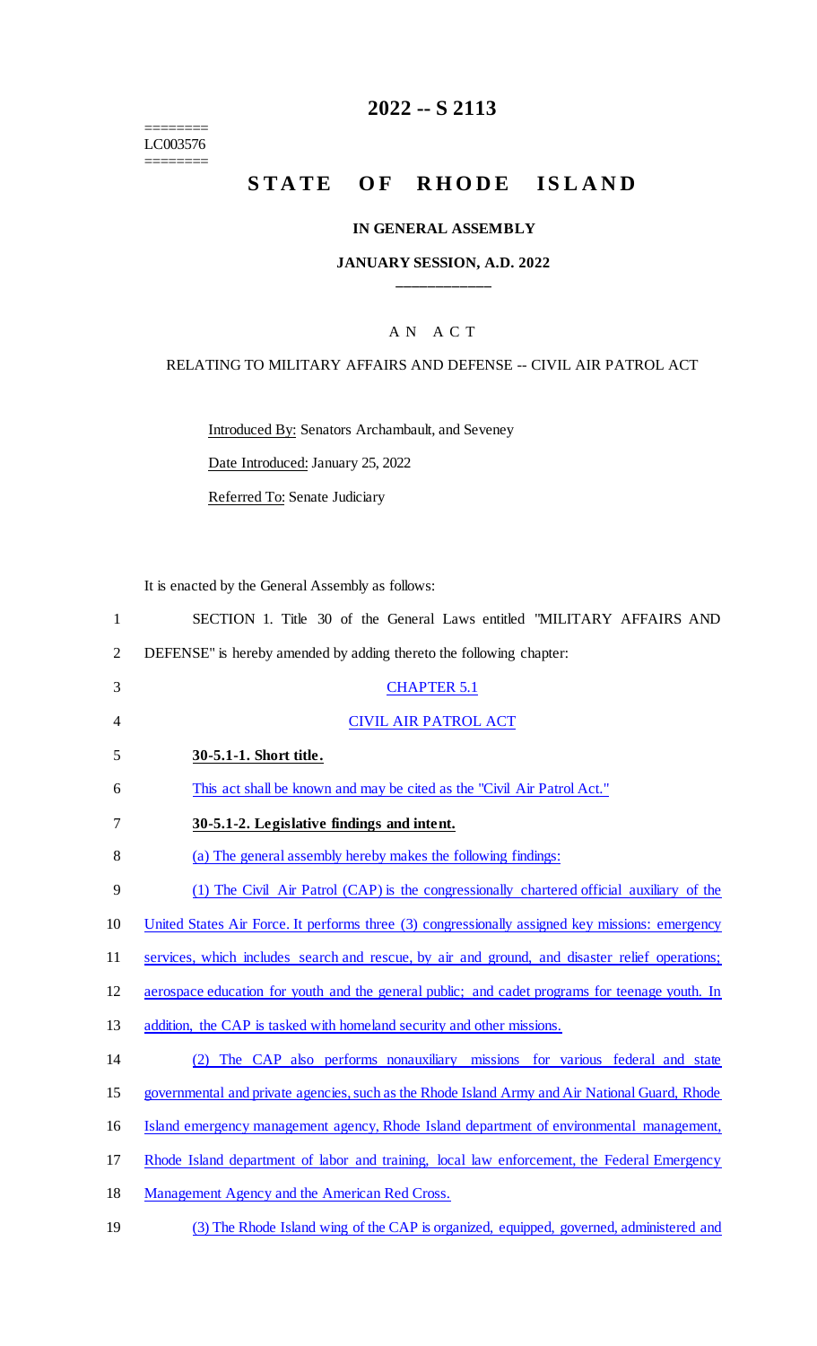========
LC003576
========

# 2022 -- S 2113

# STATE OF RHODE ISLAND

## IN GENERAL ASSEMBLY

### JANUARY SESSION, A.D. 2022

---

AN ACT

RELATING TO MILITARY AFFAIRS AND DEFENSE -- CIVIL AIR PATROL ACT

Introduced By: Senators Archambault, and Seveney

Date Introduced: January 25, 2022

Referred To: Senate Judiciary

It is enacted by the General Assembly as follows:

SECTION 1. Title 30 of the General Laws entitled "MILITARY AFFAIRS AND DEFENSE" is hereby amended by adding thereto the following chapter:

CHAPTER 5.1

CIVIL AIR PATROL ACT

**30-5.1-1. Short title.**

This act shall be known and may be cited as the "Civil Air Patrol Act."

**30-5.1-2. Legislative findings and intent.**

(a) The general assembly hereby makes the following findings:

(1) The Civil Air Patrol (CAP) is the congressionally chartered official auxiliary of the United States Air Force. It performs three (3) congressionally assigned key missions: emergency services, which includes search and rescue, by air and ground, and disaster relief operations; aerospace education for youth and the general public; and cadet programs for teenage youth. In addition, the CAP is tasked with homeland security and other missions.

(2) The CAP also performs nonauxiliary missions for various federal and state governmental and private agencies, such as the Rhode Island Army and Air National Guard, Rhode Island emergency management agency, Rhode Island department of environmental management, Rhode Island department of labor and training, local law enforcement, the Federal Emergency Management Agency and the American Red Cross.

(3) The Rhode Island wing of the CAP is organized, equipped, governed, administered and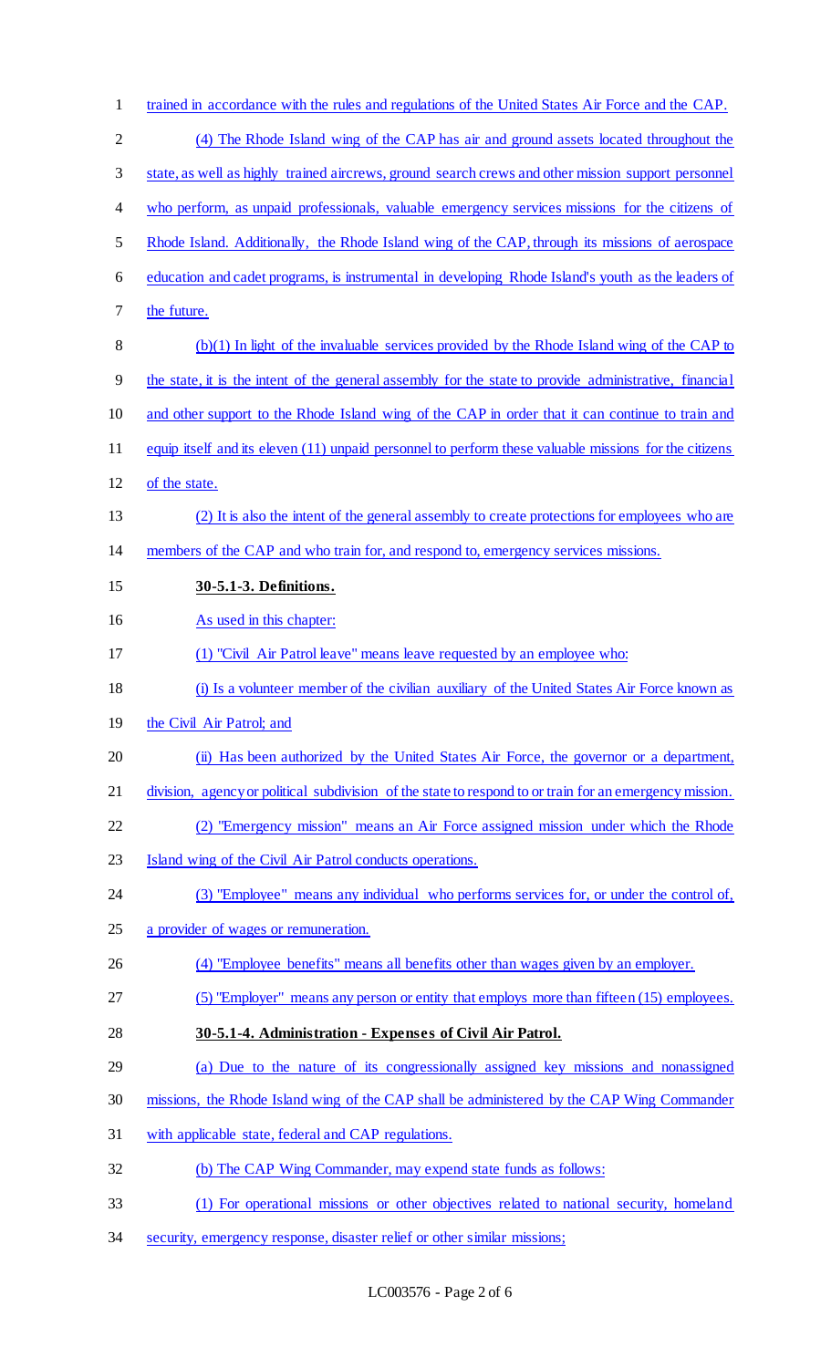trained in accordance with the rules and regulations of the United States Air Force and the CAP.

(4) The Rhode Island wing of the CAP has air and ground assets located throughout the state, as well as highly trained aircrews, ground search crews and other mission support personnel who perform, as unpaid professionals, valuable emergency services missions for the citizens of Rhode Island. Additionally, the Rhode Island wing of the CAP, through its missions of aerospace education and cadet programs, is instrumental in developing Rhode Island's youth as the leaders of the future.

(b)(1) In light of the invaluable services provided by the Rhode Island wing of the CAP to the state, it is the intent of the general assembly for the state to provide administrative, financial and other support to the Rhode Island wing of the CAP in order that it can continue to train and equip itself and its eleven (11) unpaid personnel to perform these valuable missions for the citizens of the state.

(2) It is also the intent of the general assembly to create protections for employees who are members of the CAP and who train for, and respond to, emergency services missions.

**30-5.1-3. Definitions.**

As used in this chapter:

(1) "Civil Air Patrol leave" means leave requested by an employee who:

(i) Is a volunteer member of the civilian auxiliary of the United States Air Force known as the Civil Air Patrol; and

(ii) Has been authorized by the United States Air Force, the governor or a department, division, agency or political subdivision of the state to respond to or train for an emergency mission.

(2) "Emergency mission" means an Air Force assigned mission under which the Rhode Island wing of the Civil Air Patrol conducts operations.

(3) "Employee" means any individual who performs services for, or under the control of, a provider of wages or remuneration.

(4) "Employee benefits" means all benefits other than wages given by an employer.

(5) "Employer" means any person or entity that employs more than fifteen (15) employees.

**30-5.1-4. Administration - Expenses of Civil Air Patrol.**

(a) Due to the nature of its congressionally assigned key missions and nonassigned missions, the Rhode Island wing of the CAP shall be administered by the CAP Wing Commander with applicable state, federal and CAP regulations.

(b) The CAP Wing Commander, may expend state funds as follows:

(1) For operational missions or other objectives related to national security, homeland security, emergency response, disaster relief or other similar missions;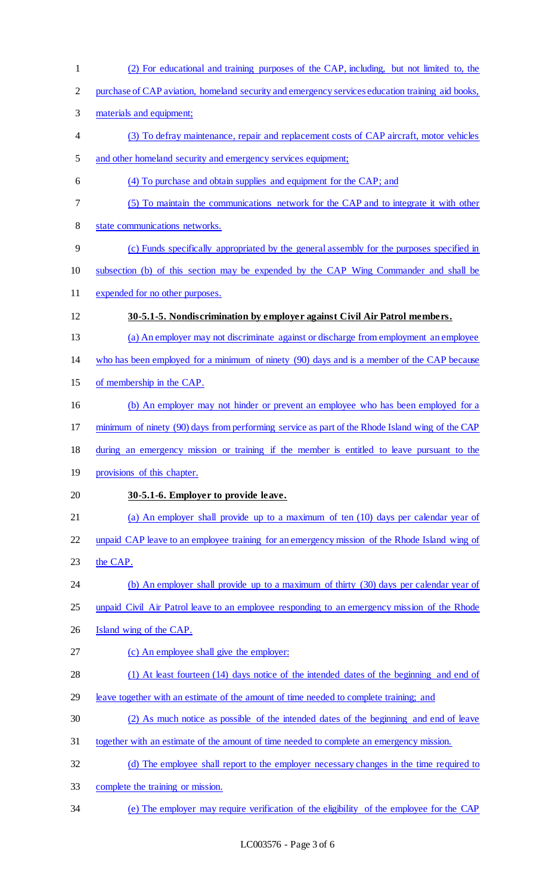(2) For educational and training purposes of the CAP, including, but not limited to, the purchase of CAP aviation, homeland security and emergency services education training aid books, materials and equipment;

(3) To defray maintenance, repair and replacement costs of CAP aircraft, motor vehicles and other homeland security and emergency services equipment;

(4) To purchase and obtain supplies and equipment for the CAP; and

(5) To maintain the communications network for the CAP and to integrate it with other state communications networks.

(c) Funds specifically appropriated by the general assembly for the purposes specified in subsection (b) of this section may be expended by the CAP Wing Commander and shall be expended for no other purposes.

**30-5.1-5. Nondiscrimination by employer against Civil Air Patrol members.**

(a) An employer may not discriminate against or discharge from employment an employee who has been employed for a minimum of ninety (90) days and is a member of the CAP because of membership in the CAP.

(b) An employer may not hinder or prevent an employee who has been employed for a minimum of ninety (90) days from performing service as part of the Rhode Island wing of the CAP during an emergency mission or training if the member is entitled to leave pursuant to the provisions of this chapter.

**30-5.1-6. Employer to provide leave.**

(a) An employer shall provide up to a maximum of ten (10) days per calendar year of unpaid CAP leave to an employee training for an emergency mission of the Rhode Island wing of the CAP.

(b) An employer shall provide up to a maximum of thirty (30) days per calendar year of unpaid Civil Air Patrol leave to an employee responding to an emergency mission of the Rhode Island wing of the CAP.

(c) An employee shall give the employer:

(1) At least fourteen (14) days notice of the intended dates of the beginning and end of leave together with an estimate of the amount of time needed to complete training; and

(2) As much notice as possible of the intended dates of the beginning and end of leave together with an estimate of the amount of time needed to complete an emergency mission.

(d) The employee shall report to the employer necessary changes in the time required to complete the training or mission.

(e) The employer may require verification of the eligibility of the employee for the CAP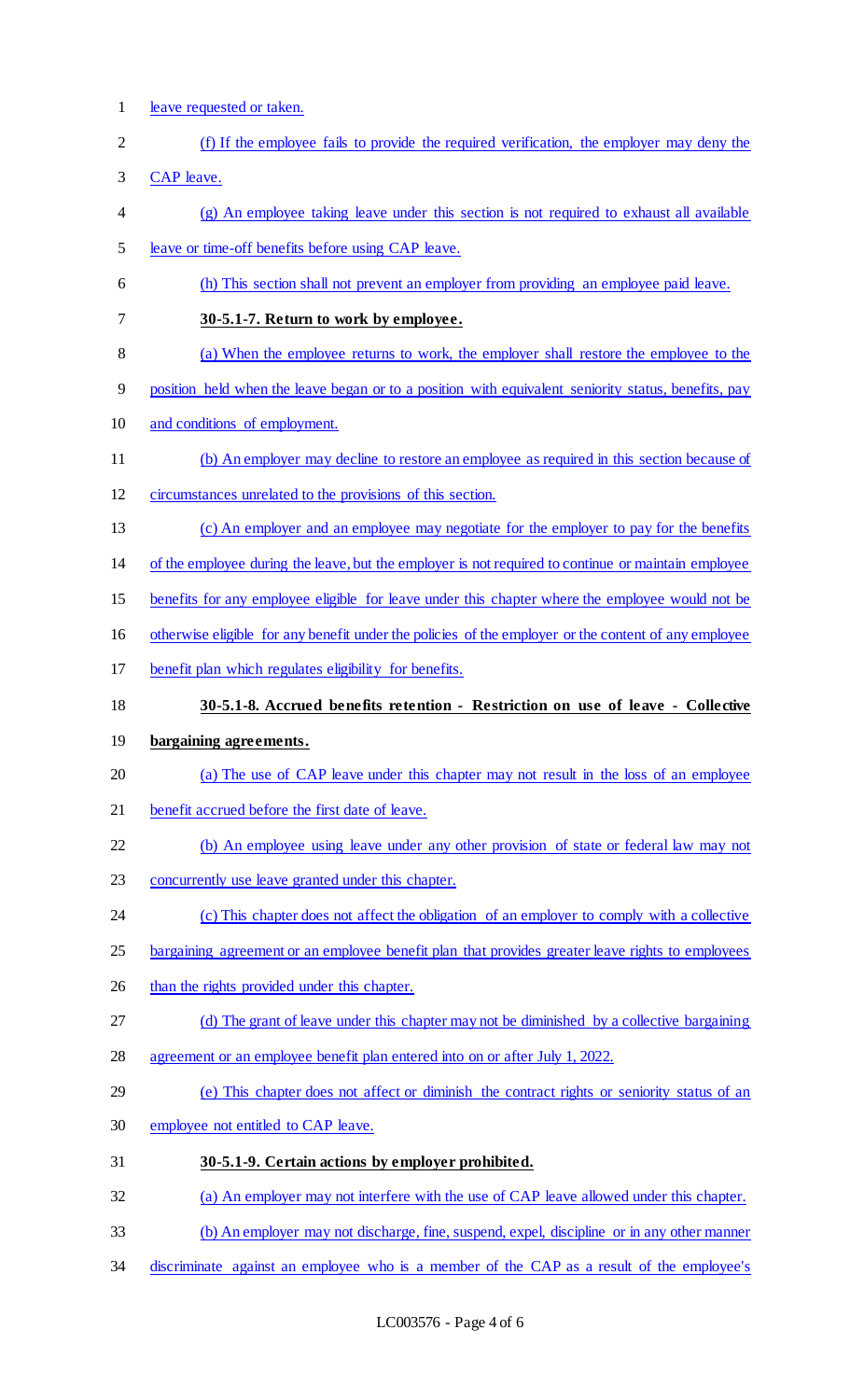leave requested or taken.

(f) If the employee fails to provide the required verification, the employer may deny the CAP leave.

(g) An employee taking leave under this section is not required to exhaust all available leave or time-off benefits before using CAP leave.

(h) This section shall not prevent an employer from providing an employee paid leave.

**30-5.1-7. Return to work by employee.**

(a) When the employee returns to work, the employer shall restore the employee to the position held when the leave began or to a position with equivalent seniority status, benefits, pay and conditions of employment.

(b) An employer may decline to restore an employee as required in this section because of circumstances unrelated to the provisions of this section.

(c) An employer and an employee may negotiate for the employer to pay for the benefits of the employee during the leave, but the employer is not required to continue or maintain employee benefits for any employee eligible for leave under this chapter where the employee would not be otherwise eligible for any benefit under the policies of the employer or the content of any employee benefit plan which regulates eligibility for benefits.

**30-5.1-8. Accrued benefits retention - Restriction on use of leave - Collective bargaining agreements.**

(a) The use of CAP leave under this chapter may not result in the loss of an employee benefit accrued before the first date of leave.

(b) An employee using leave under any other provision of state or federal law may not concurrently use leave granted under this chapter.

(c) This chapter does not affect the obligation of an employer to comply with a collective bargaining agreement or an employee benefit plan that provides greater leave rights to employees than the rights provided under this chapter.

(d) The grant of leave under this chapter may not be diminished by a collective bargaining agreement or an employee benefit plan entered into on or after July 1, 2022.

(e) This chapter does not affect or diminish the contract rights or seniority status of an employee not entitled to CAP leave.

**30-5.1-9. Certain actions by employer prohibited.**

(a) An employer may not interfere with the use of CAP leave allowed under this chapter.

(b) An employer may not discharge, fine, suspend, expel, discipline or in any other manner discriminate against an employee who is a member of the CAP as a result of the employee's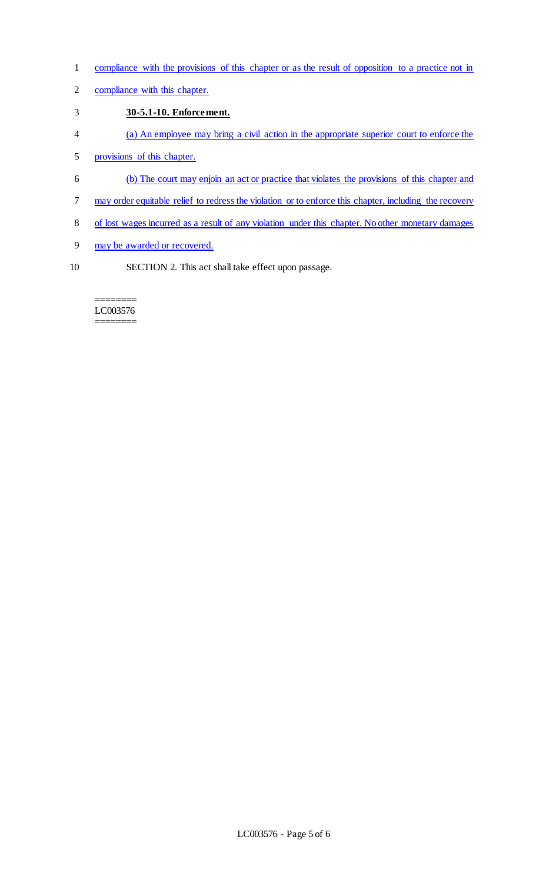compliance with the provisions of this chapter or as the result of opposition to a practice not in compliance with this chapter.

**30-5.1-10. Enforcement.**

(a) An employee may bring a civil action in the appropriate superior court to enforce the provisions of this chapter.

(b) The court may enjoin an act or practice that violates the provisions of this chapter and may order equitable relief to redress the violation or to enforce this chapter, including the recovery of lost wages incurred as a result of any violation under this chapter. No other monetary damages may be awarded or recovered.

SECTION 2. This act shall take effect upon passage.

========
LC003576
========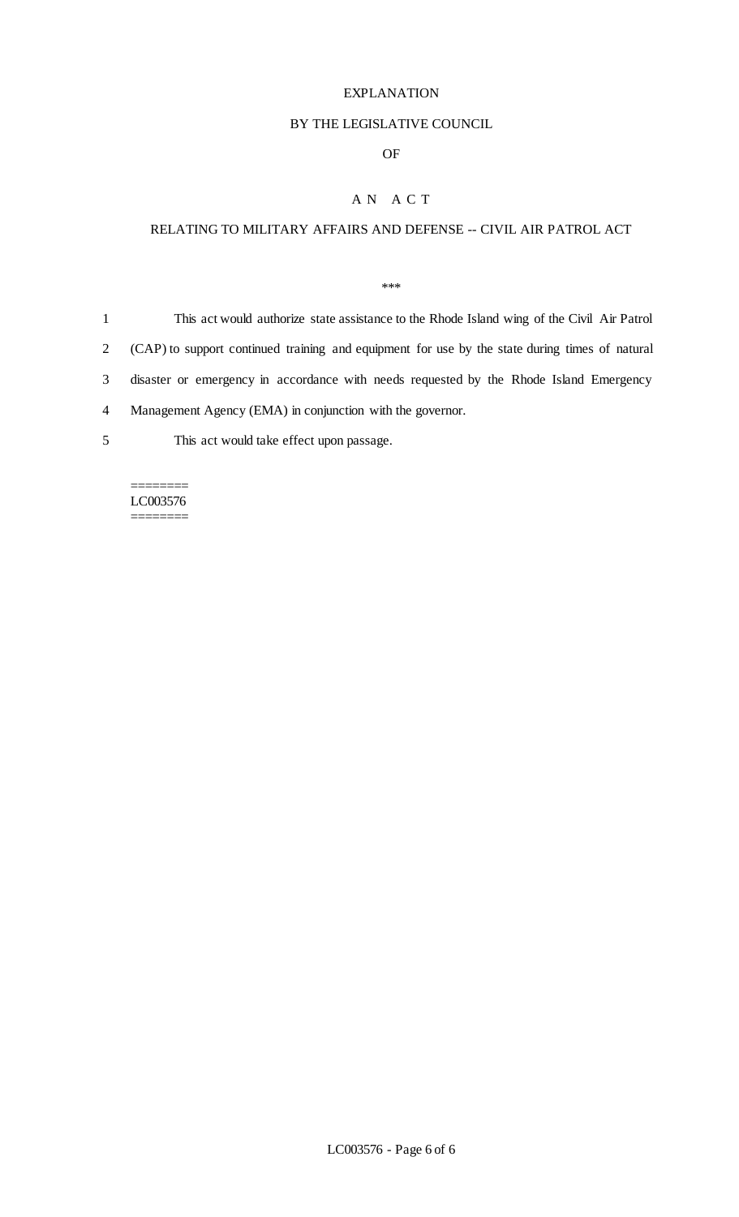EXPLANATION

BY THE LEGISLATIVE COUNCIL

OF

A N A C T

RELATING TO MILITARY AFFAIRS AND DEFENSE -- CIVIL AIR PATROL ACT

\*\*\*

1 This act would authorize state assistance to the Rhode Island wing of the Civil Air Patrol
2 (CAP) to support continued training and equipment for use by the state during times of natural
3 disaster or emergency in accordance with needs requested by the Rhode Island Emergency
4 Management Agency (EMA) in conjunction with the governor.
5 This act would take effect upon passage.

========
LC003576
========